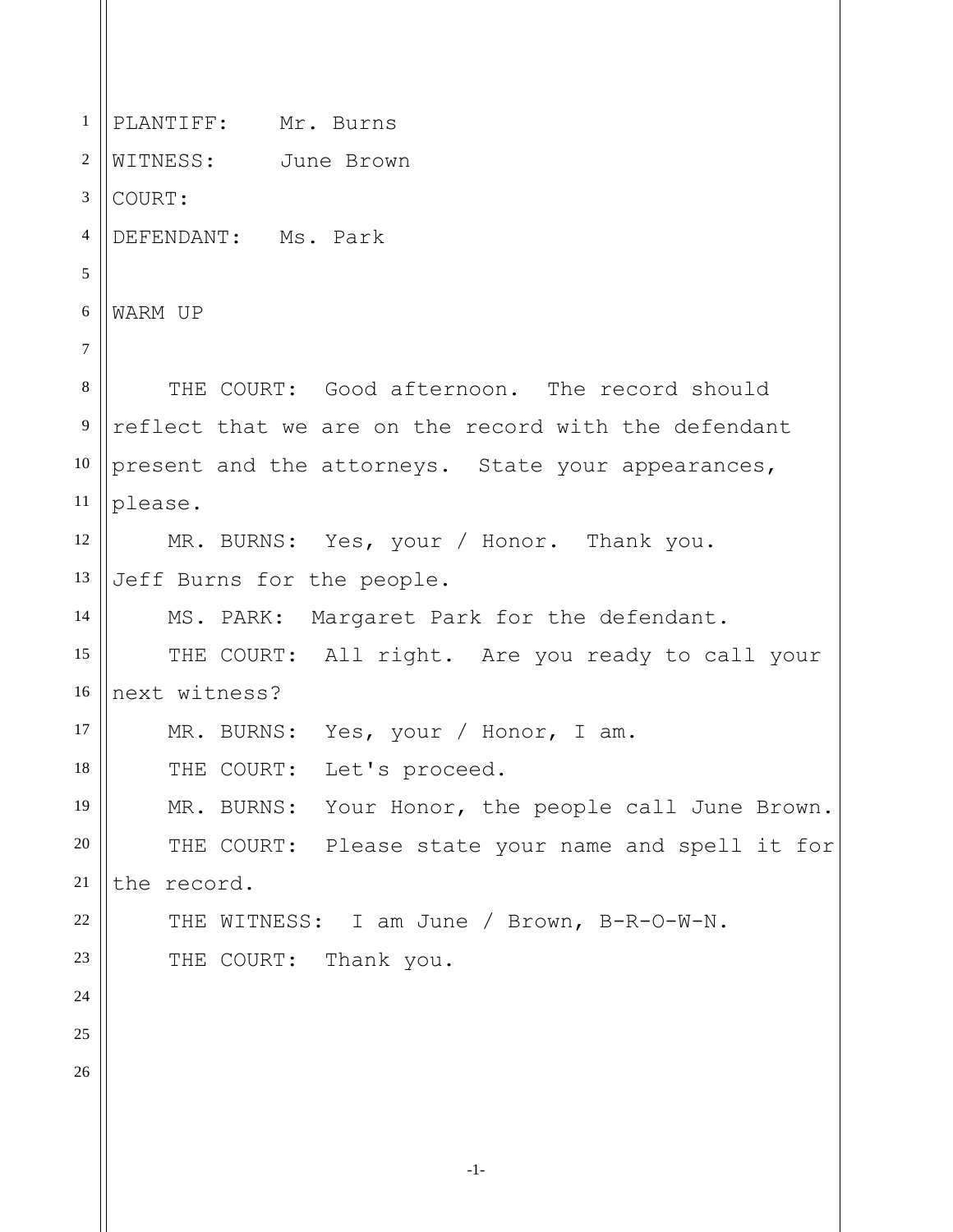PLANTIFF: Mr. Burns

WITNESS: June Brown

COURT:

DEFENDANT: Ms. Park

WARM UP

THE COURT: Good afternoon. The record should reflect that we are on the record with the defendant present and the attorneys. State your appearances, please.

MR. BURNS: Yes, your / Honor. Thank you. Jeff Burns for the people.

MS. PARK: Margaret Park for the defendant.

THE COURT: All right. Are you ready to call your next witness?

MR. BURNS: Yes, your / Honor, I am.

THE COURT: Let's proceed.

MR. BURNS: Your Honor, the people call June Brown.

THE COURT: Please state your name and spell it for the record.

THE WITNESS: I am June / Brown, B-R-O-W-N.

THE COURT: Thank you.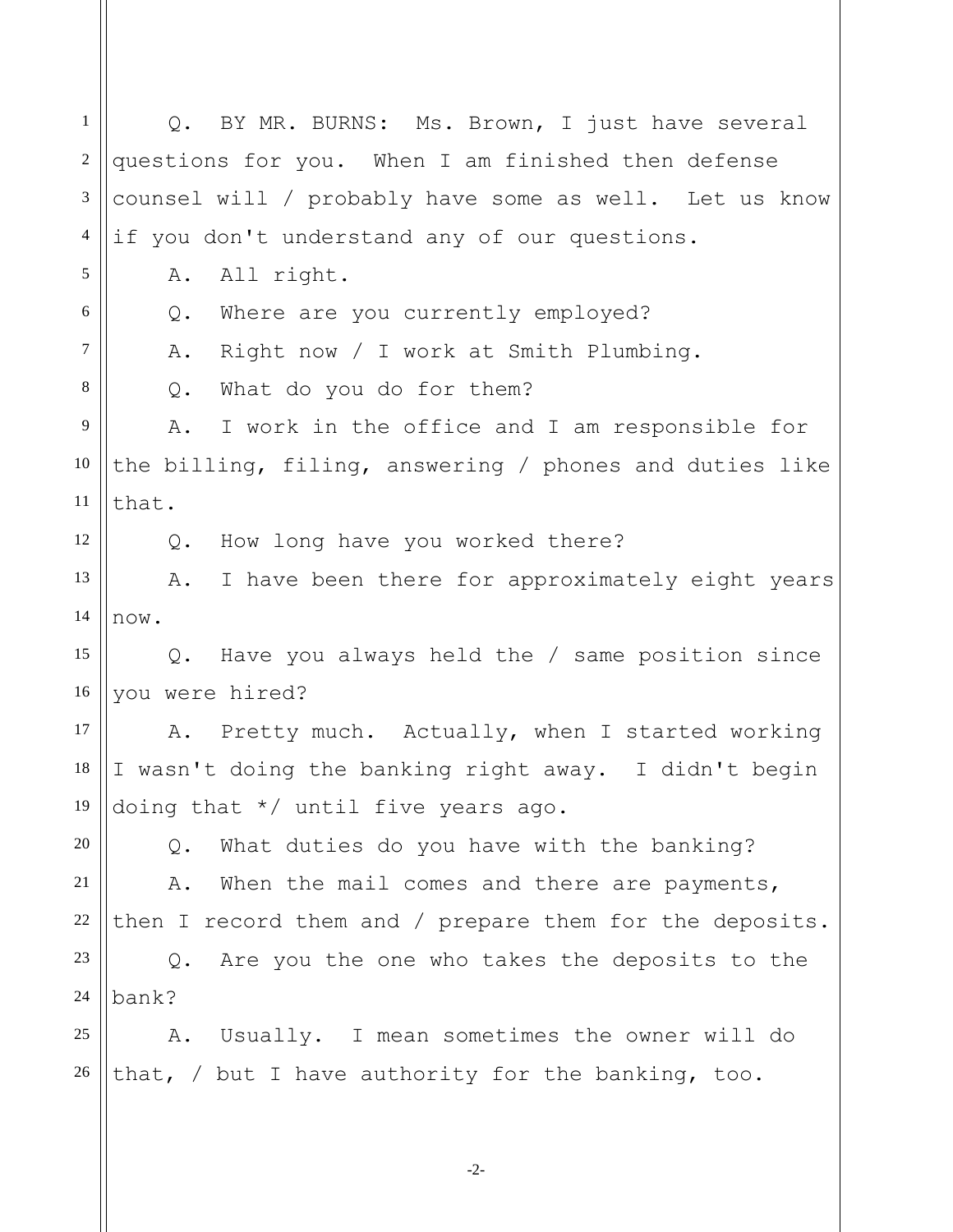Q. BY MR. BURNS: Ms. Brown, I just have several questions for you. When I am finished then defense counsel will / probably have some as well. Let us know if you don't understand any of our questions.

A. All right.

Q. Where are you currently employed?

A. Right now / I work at Smith Plumbing.

Q. What do you do for them?

A. I work in the office and I am responsible for the billing, filing, answering / phones and duties like that.

Q. How long have you worked there?

A. I have been there for approximately eight years now.

Q. Have you always held the / same position since you were hired?

A. Pretty much. Actually, when I started working I wasn't doing the banking right away. I didn't begin doing that */ until five years ago.

Q. What duties do you have with the banking?

A. When the mail comes and there are payments, then I record them and / prepare them for the deposits.

Q. Are you the one who takes the deposits to the bank?

A. Usually. I mean sometimes the owner will do that, / but I have authority for the banking, too.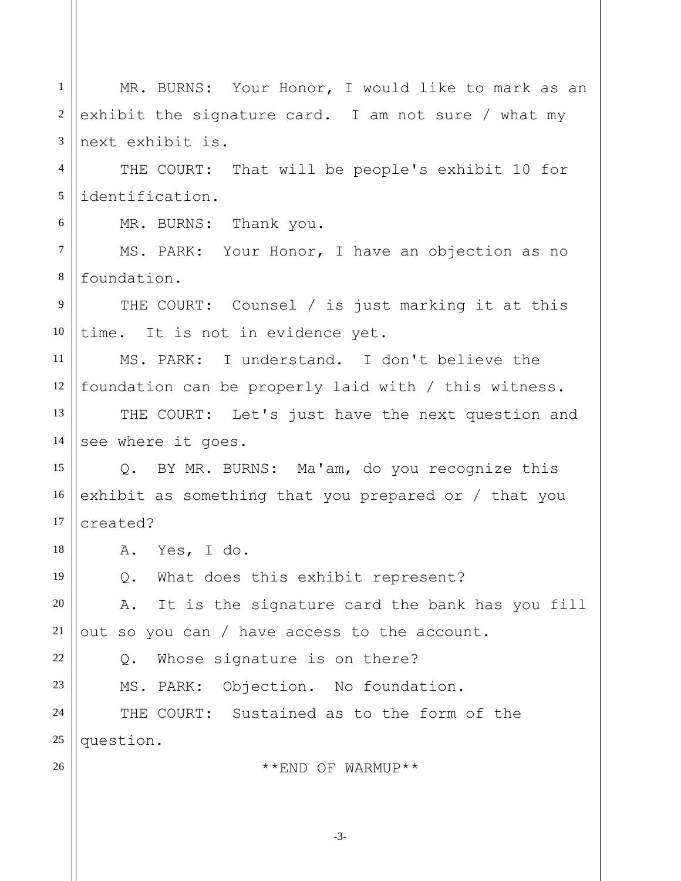MR. BURNS: Your Honor, I would like to mark as an exhibit the signature card. I am not sure / what my next exhibit is.

THE COURT: That will be people's exhibit 10 for identification.

MR. BURNS: Thank you.

MS. PARK: Your Honor, I have an objection as no foundation.

THE COURT: Counsel / is just marking it at this time. It is not in evidence yet.

MS. PARK: I understand. I don't believe the foundation can be properly laid with / this witness.

THE COURT: Let's just have the next question and see where it goes.

Q. BY MR. BURNS: Ma'am, do you recognize this exhibit as something that you prepared or / that you created?

A. Yes, I do.

Q. What does this exhibit represent?

A. It is the signature card the bank has you fill out so you can / have access to the account.

Q. Whose signature is on there?

MS. PARK: Objection. No foundation.

THE COURT: Sustained as to the form of the question.

**END OF WARMUP**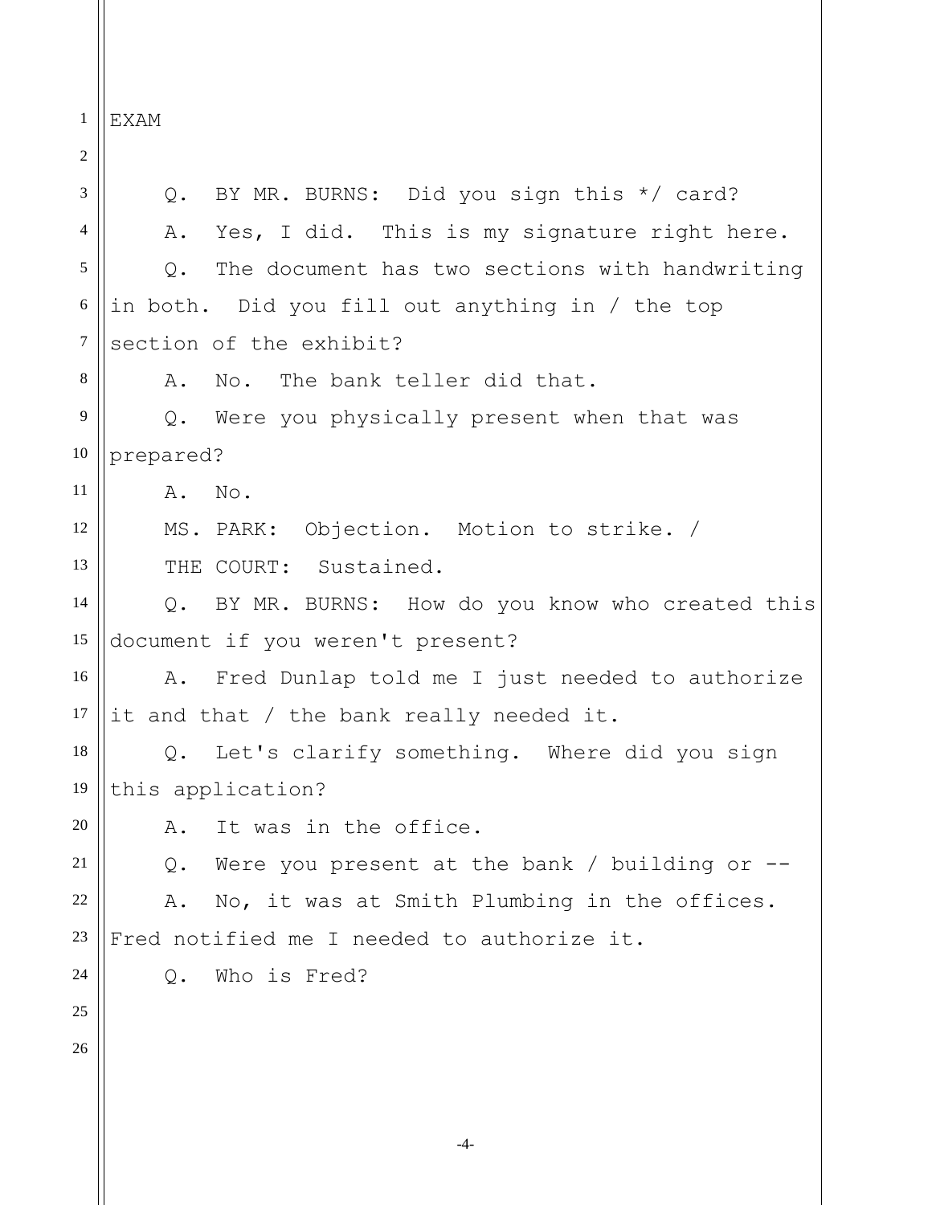EXAM

Q. BY MR. BURNS: Did you sign this */ card?

A. Yes, I did. This is my signature right here.

Q. The document has two sections with handwriting in both. Did you fill out anything in / the top section of the exhibit?

A. No. The bank teller did that.

Q. Were you physically present when that was prepared?

A. No.

MS. PARK: Objection. Motion to strike. /

THE COURT: Sustained.

Q. BY MR. BURNS: How do you know who created this document if you weren't present?

A. Fred Dunlap told me I just needed to authorize it and that / the bank really needed it.

Q. Let's clarify something. Where did you sign this application?

A. It was in the office.

Q. Were you present at the bank / building or --

A. No, it was at Smith Plumbing in the offices. Fred notified me I needed to authorize it.

Q. Who is Fred?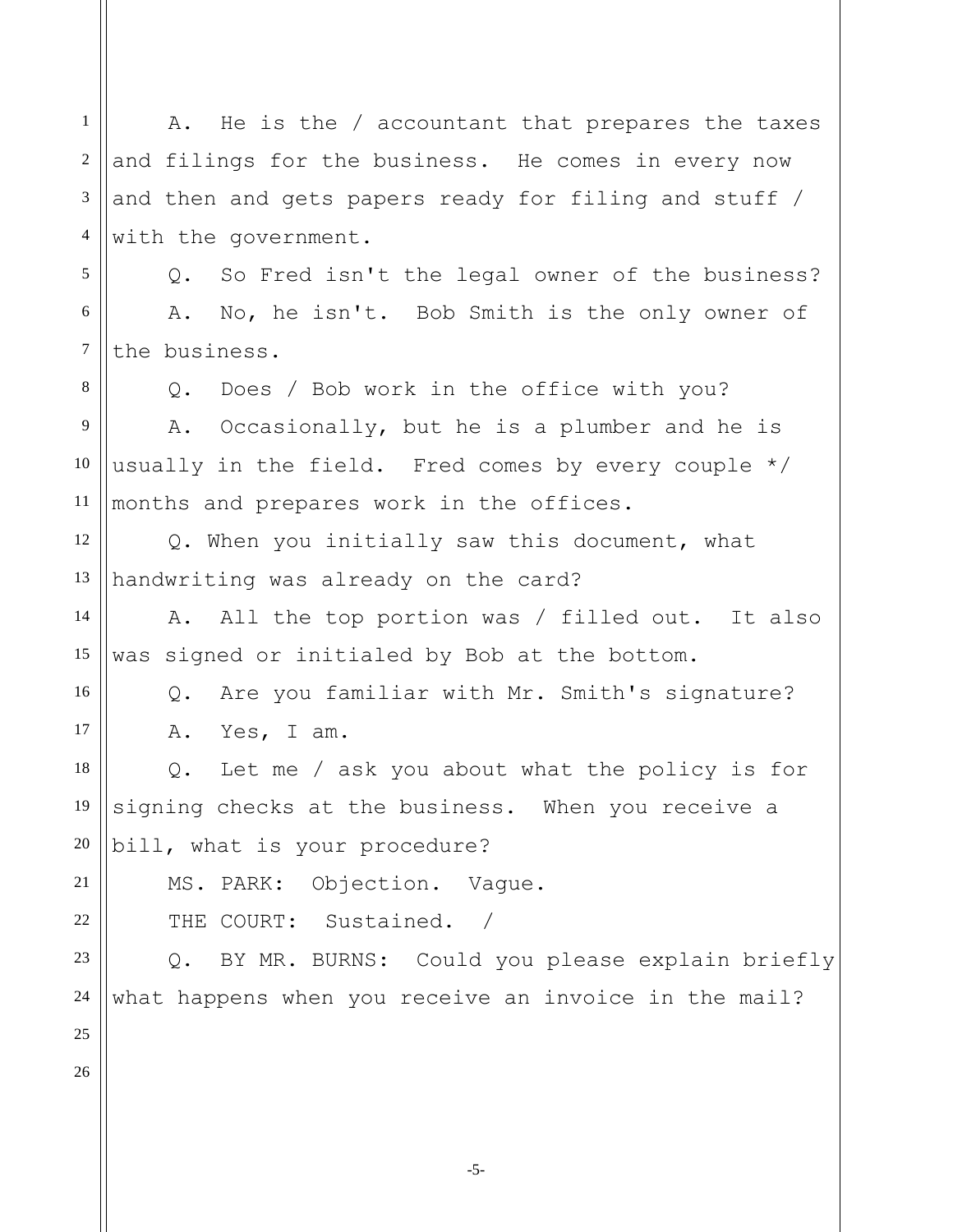A. He is the / accountant that prepares the taxes and filings for the business. He comes in every now and then and gets papers ready for filing and stuff / with the government.

Q. So Fred isn't the legal owner of the business?

A. No, he isn't. Bob Smith is the only owner of the business.

Q. Does / Bob work in the office with you?

A. Occasionally, but he is a plumber and he is usually in the field. Fred comes by every couple */ months and prepares work in the offices.

Q. When you initially saw this document, what handwriting was already on the card?

A. All the top portion was / filled out. It also was signed or initialed by Bob at the bottom.

Q. Are you familiar with Mr. Smith's signature?

A. Yes, I am.

Q. Let me / ask you about what the policy is for signing checks at the business. When you receive a bill, what is your procedure?

MS. PARK: Objection. Vague.

THE COURT: Sustained. /

Q. BY MR. BURNS: Could you please explain briefly what happens when you receive an invoice in the mail?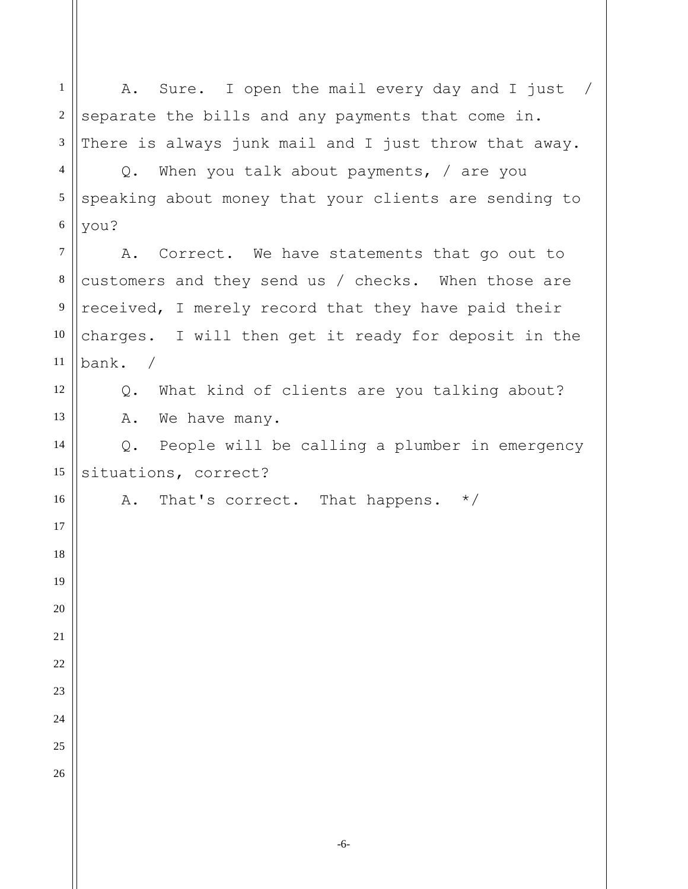A. Sure. I open the mail every day and I just / separate the bills and any payments that come in. There is always junk mail and I just throw that away.

Q. When you talk about payments, / are you speaking about money that your clients are sending to you?

A. Correct. We have statements that go out to customers and they send us / checks. When those are received, I merely record that they have paid their charges. I will then get it ready for deposit in the bank. /

Q. What kind of clients are you talking about?

A. We have many.

Q. People will be calling a plumber in emergency situations, correct?

A. That's correct. That happens. */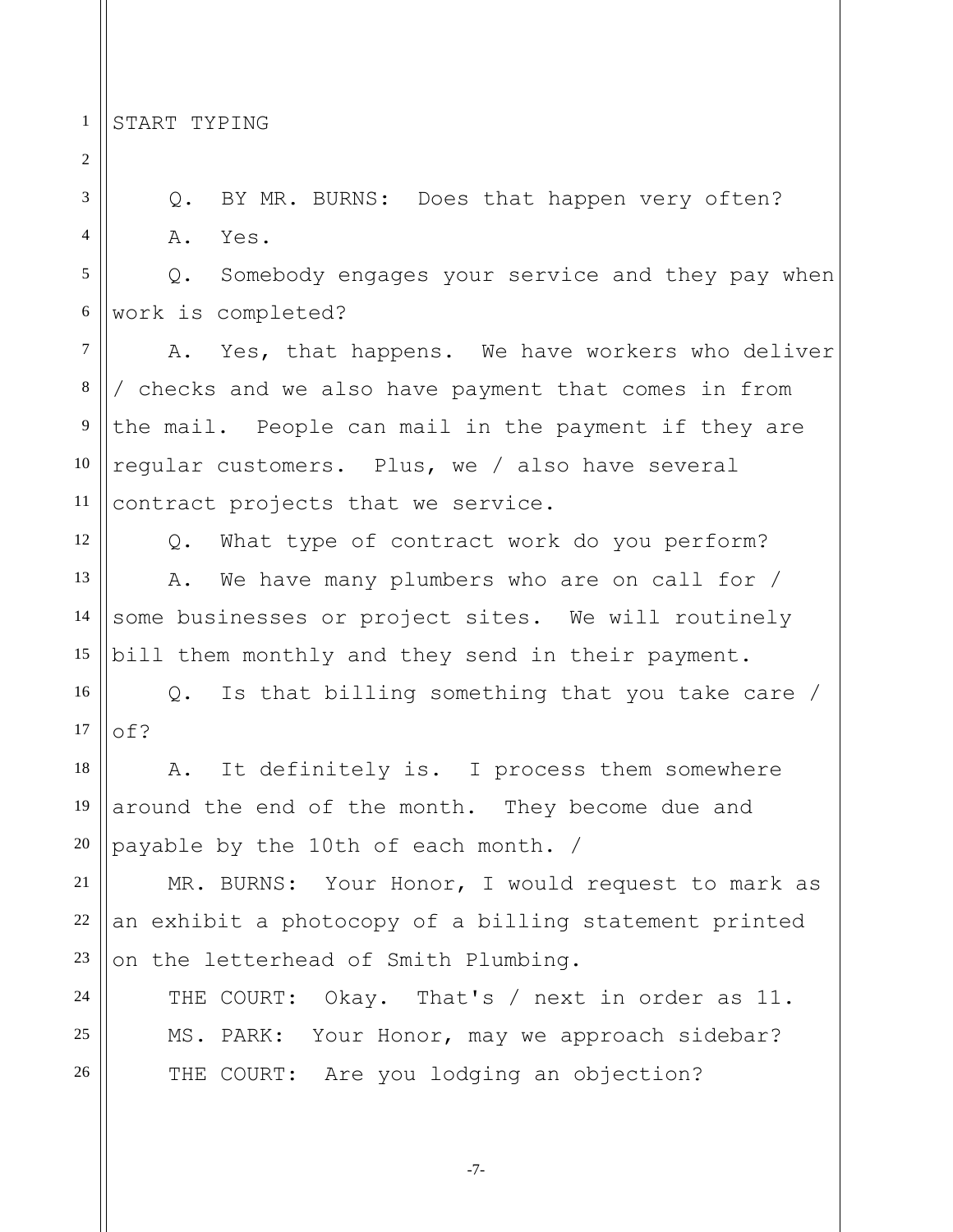START TYPING

Q. BY MR. BURNS: Does that happen very often?

A. Yes.

Q. Somebody engages your service and they pay when work is completed?

A. Yes, that happens. We have workers who deliver / checks and we also have payment that comes in from the mail. People can mail in the payment if they are regular customers. Plus, we / also have several contract projects that we service.

Q. What type of contract work do you perform?

A. We have many plumbers who are on call for / some businesses or project sites. We will routinely bill them monthly and they send in their payment.

Q. Is that billing something that you take care / of?

A. It definitely is. I process them somewhere around the end of the month. They become due and payable by the 10th of each month. /

MR. BURNS: Your Honor, I would request to mark as an exhibit a photocopy of a billing statement printed on the letterhead of Smith Plumbing.

THE COURT: Okay. That's / next in order as 11.

MS. PARK: Your Honor, may we approach sidebar?

THE COURT: Are you lodging an objection?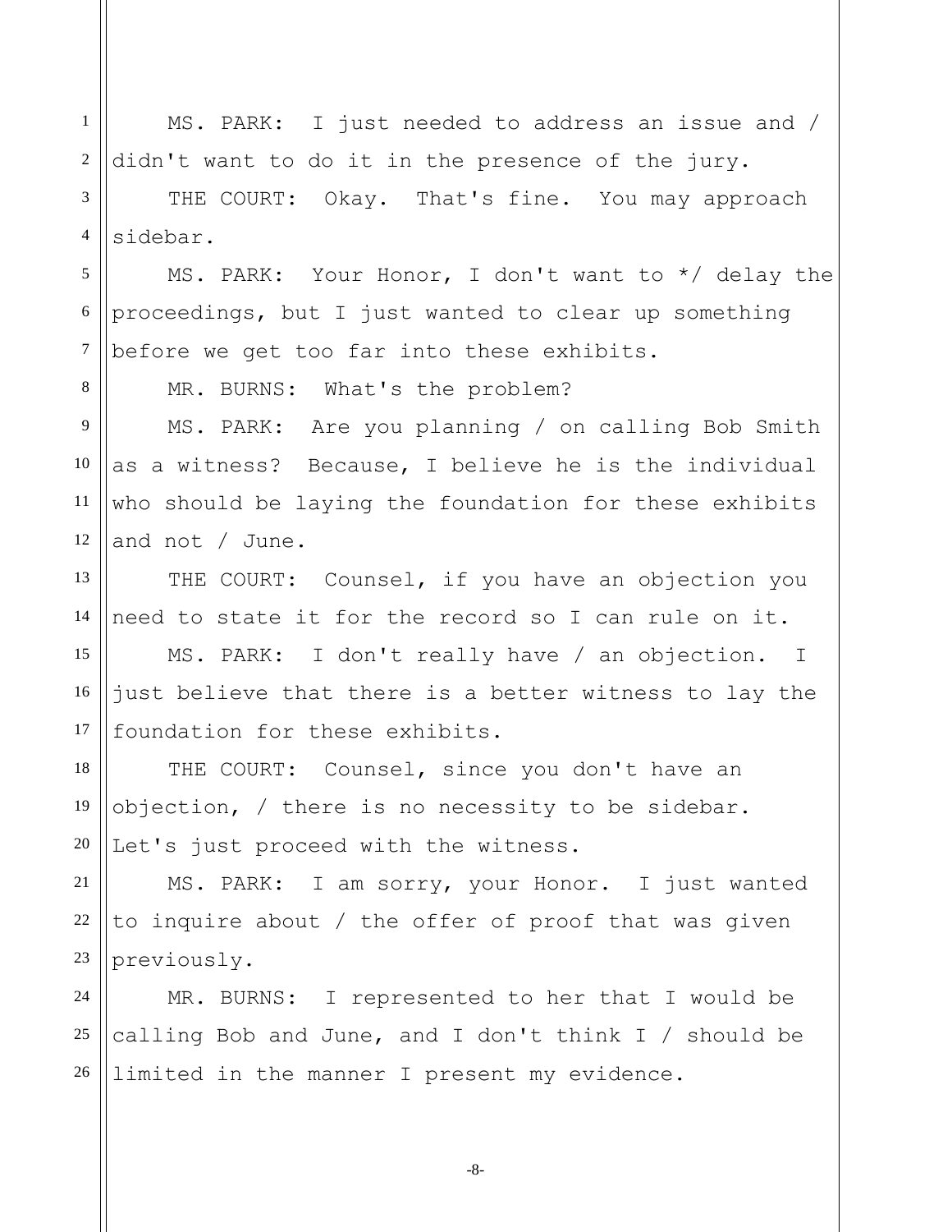MS. PARK: I just needed to address an issue and / didn't want to do it in the presence of the jury.

THE COURT: Okay. That's fine. You may approach sidebar.

MS. PARK: Your Honor, I don't want to */ delay the proceedings, but I just wanted to clear up something before we get too far into these exhibits.

MR. BURNS: What's the problem?

MS. PARK: Are you planning / on calling Bob Smith as a witness? Because, I believe he is the individual who should be laying the foundation for these exhibits and not / June.

THE COURT: Counsel, if you have an objection you need to state it for the record so I can rule on it.

MS. PARK: I don't really have / an objection. I just believe that there is a better witness to lay the foundation for these exhibits.

THE COURT: Counsel, since you don't have an objection, / there is no necessity to be sidebar. Let's just proceed with the witness.

MS. PARK: I am sorry, your Honor. I just wanted to inquire about / the offer of proof that was given previously.

MR. BURNS: I represented to her that I would be calling Bob and June, and I don't think I / should be limited in the manner I present my evidence.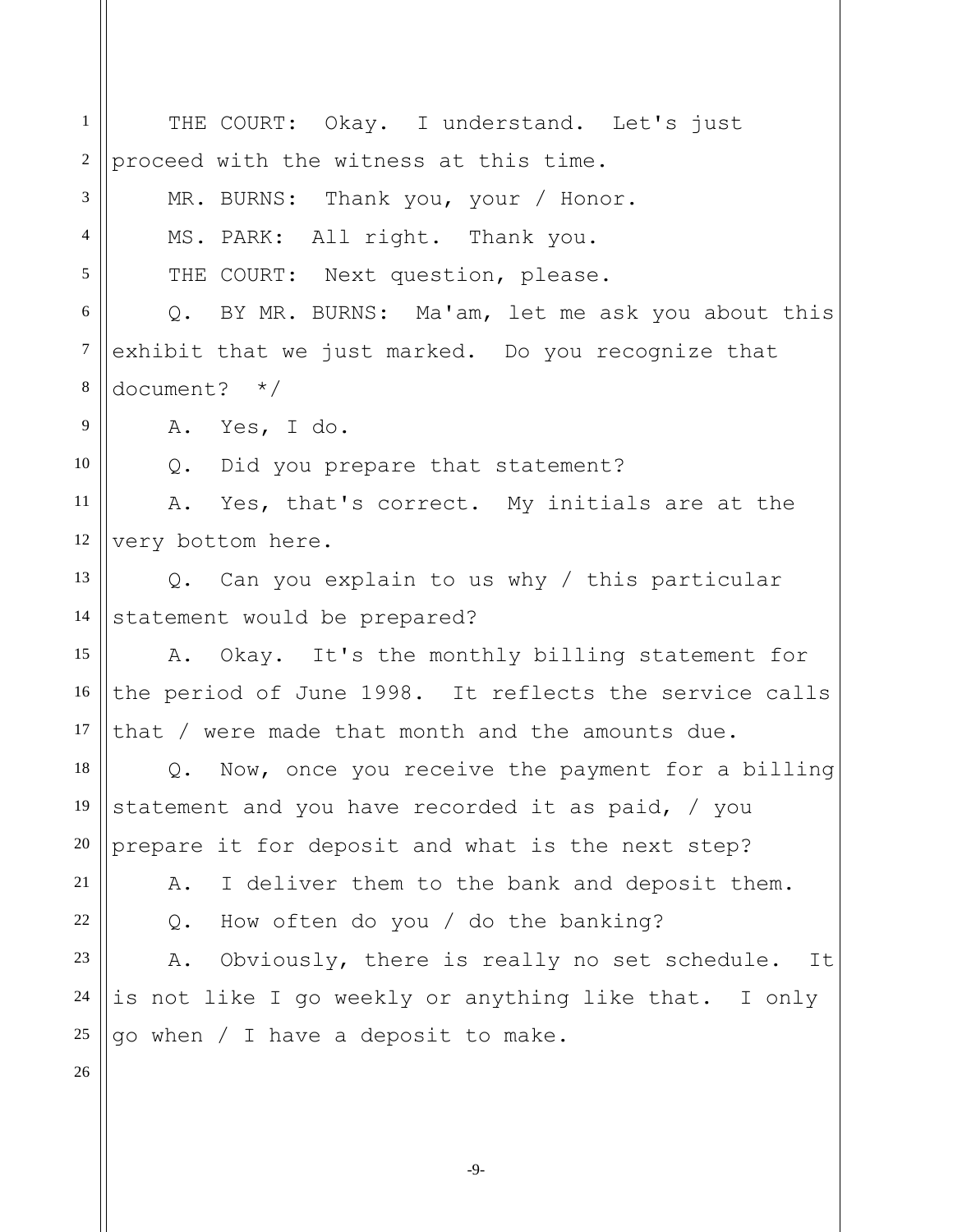THE COURT: Okay. I understand. Let's just proceed with the witness at this time.

MR. BURNS: Thank you, your / Honor.

MS. PARK: All right. Thank you.

THE COURT: Next question, please.

Q. BY MR. BURNS: Ma'am, let me ask you about this exhibit that we just marked. Do you recognize that document? */

A. Yes, I do.

Q. Did you prepare that statement?

A. Yes, that's correct. My initials are at the very bottom here.

Q. Can you explain to us why / this particular statement would be prepared?

A. Okay. It's the monthly billing statement for the period of June 1998. It reflects the service calls that / were made that month and the amounts due.

Q. Now, once you receive the payment for a billing statement and you have recorded it as paid, / you prepare it for deposit and what is the next step?

A. I deliver them to the bank and deposit them.

Q. How often do you / do the banking?

A. Obviously, there is really no set schedule. It is not like I go weekly or anything like that. I only go when / I have a deposit to make.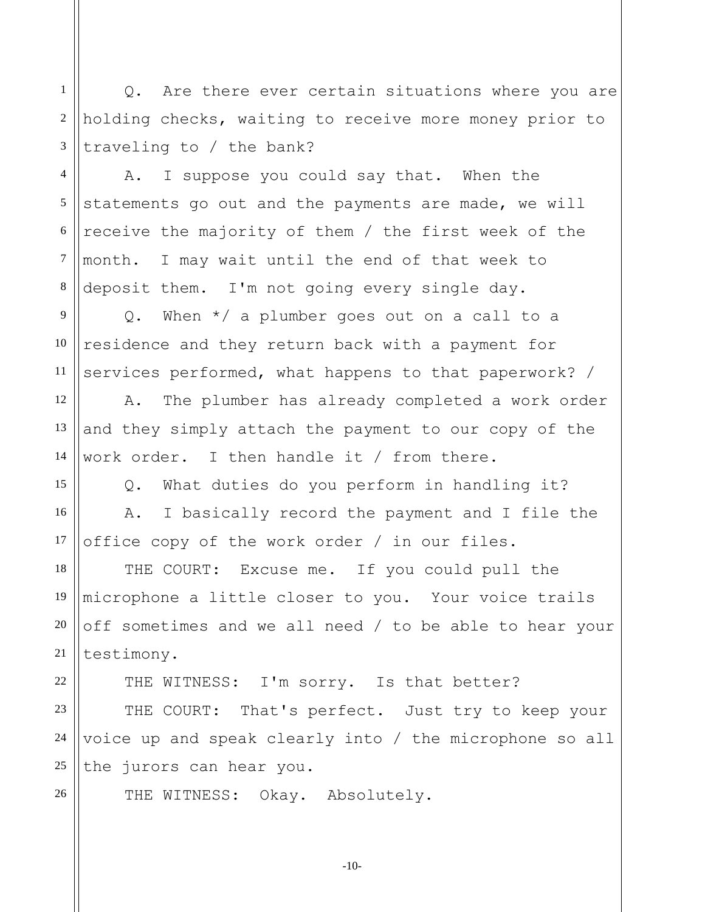Q. Are there ever certain situations where you are holding checks, waiting to receive more money prior to traveling to / the bank?

A. I suppose you could say that. When the statements go out and the payments are made, we will receive the majority of them / the first week of the month. I may wait until the end of that week to deposit them. I'm not going every single day.

Q. When */ a plumber goes out on a call to a residence and they return back with a payment for services performed, what happens to that paperwork? /

A. The plumber has already completed a work order and they simply attach the payment to our copy of the work order. I then handle it / from there.

Q. What duties do you perform in handling it?

A. I basically record the payment and I file the office copy of the work order / in our files.

THE COURT: Excuse me. If you could pull the microphone a little closer to you. Your voice trails off sometimes and we all need / to be able to hear your testimony.

THE WITNESS: I'm sorry. Is that better?

THE COURT: That's perfect. Just try to keep your voice up and speak clearly into / the microphone so all the jurors can hear you.

THE WITNESS: Okay. Absolutely.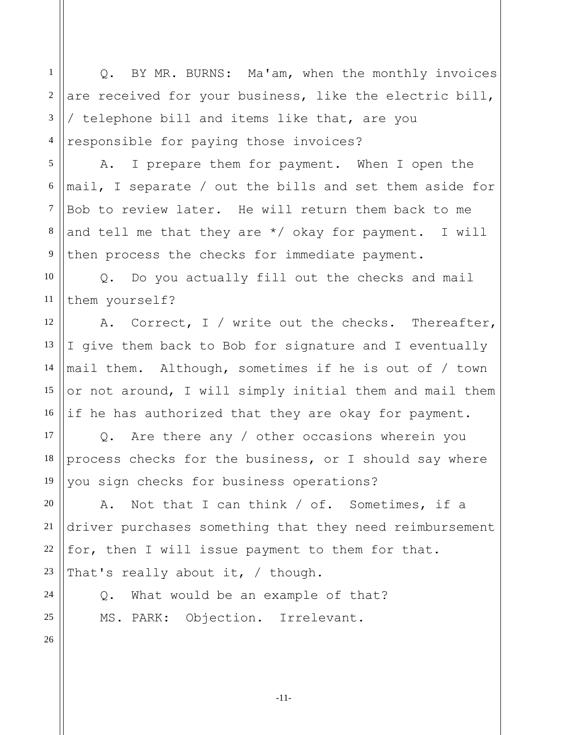Q. BY MR. BURNS: Ma'am, when the monthly invoices are received for your business, like the electric bill, / telephone bill and items like that, are you responsible for paying those invoices?

A. I prepare them for payment. When I open the mail, I separate / out the bills and set them aside for Bob to review later. He will return them back to me and tell me that they are */ okay for payment. I will then process the checks for immediate payment.

Q. Do you actually fill out the checks and mail them yourself?

A. Correct, I / write out the checks. Thereafter, I give them back to Bob for signature and I eventually mail them. Although, sometimes if he is out of / town or not around, I will simply initial them and mail them if he has authorized that they are okay for payment.

Q. Are there any / other occasions wherein you process checks for the business, or I should say where you sign checks for business operations?

A. Not that I can think / of. Sometimes, if a driver purchases something that they need reimbursement for, then I will issue payment to them for that. That's really about it, / though.

Q. What would be an example of that?

MS. PARK: Objection. Irrelevant.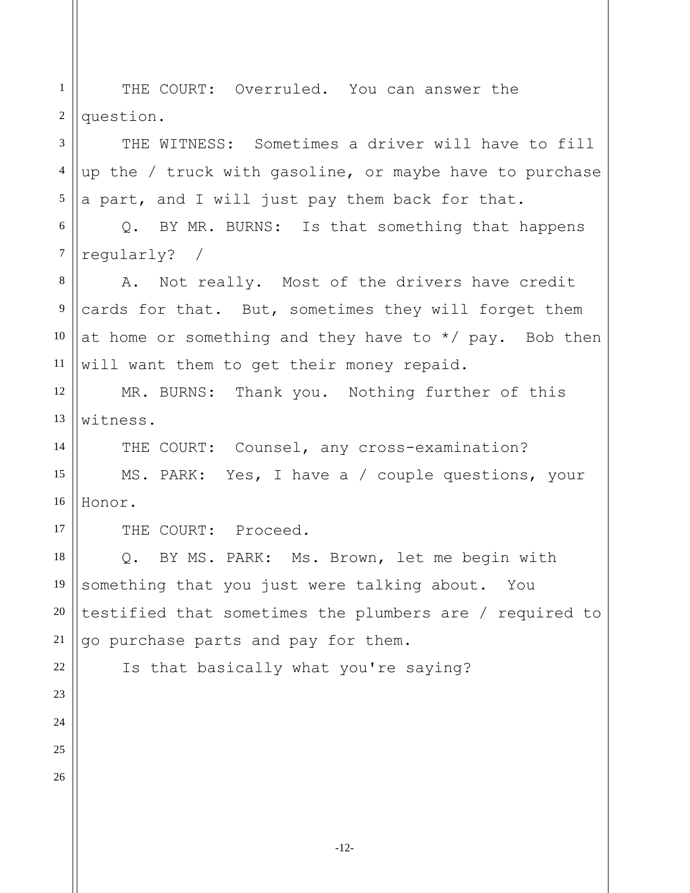THE COURT: Overruled. You can answer the question.

THE WITNESS: Sometimes a driver will have to fill up the / truck with gasoline, or maybe have to purchase a part, and I will just pay them back for that.

Q. BY MR. BURNS: Is that something that happens regularly? /

A. Not really. Most of the drivers have credit cards for that. But, sometimes they will forget them at home or something and they have to */ pay. Bob then will want them to get their money repaid.

MR. BURNS: Thank you. Nothing further of this witness.

THE COURT: Counsel, any cross-examination?

MS. PARK: Yes, I have a / couple questions, your Honor.

THE COURT: Proceed.

Q. BY MS. PARK: Ms. Brown, let me begin with something that you just were talking about. You testified that sometimes the plumbers are / required to go purchase parts and pay for them.

Is that basically what you're saying?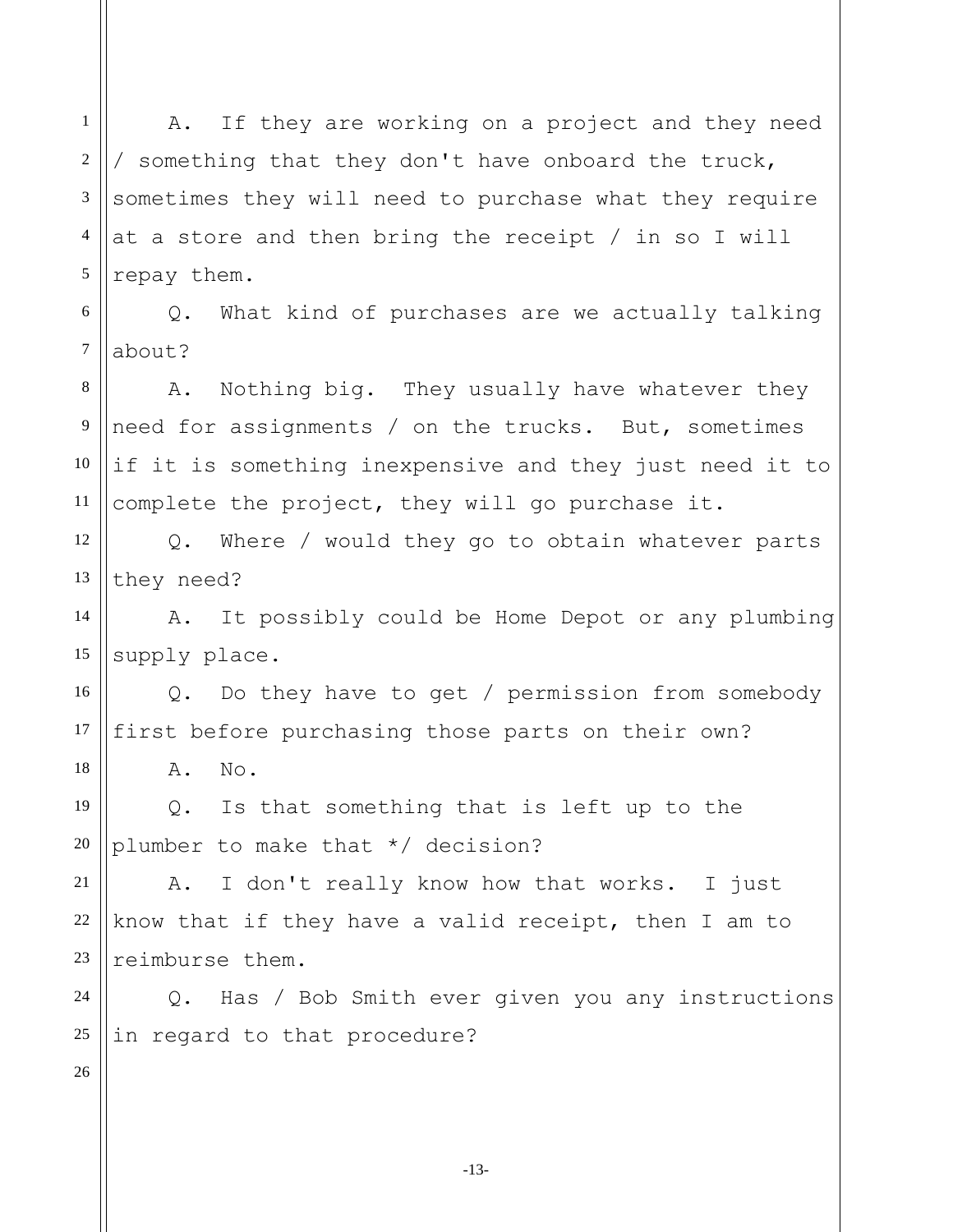A. If they are working on a project and they need / something that they don't have onboard the truck, sometimes they will need to purchase what they require at a store and then bring the receipt / in so I will repay them.

Q. What kind of purchases are we actually talking about?

A. Nothing big. They usually have whatever they need for assignments / on the trucks. But, sometimes if it is something inexpensive and they just need it to complete the project, they will go purchase it.

Q. Where / would they go to obtain whatever parts they need?

A. It possibly could be Home Depot or any plumbing supply place.

Q. Do they have to get / permission from somebody first before purchasing those parts on their own?

A. No.

Q. Is that something that is left up to the plumber to make that */ decision?

A. I don't really know how that works. I just know that if they have a valid receipt, then I am to reimburse them.

Q. Has / Bob Smith ever given you any instructions in regard to that procedure?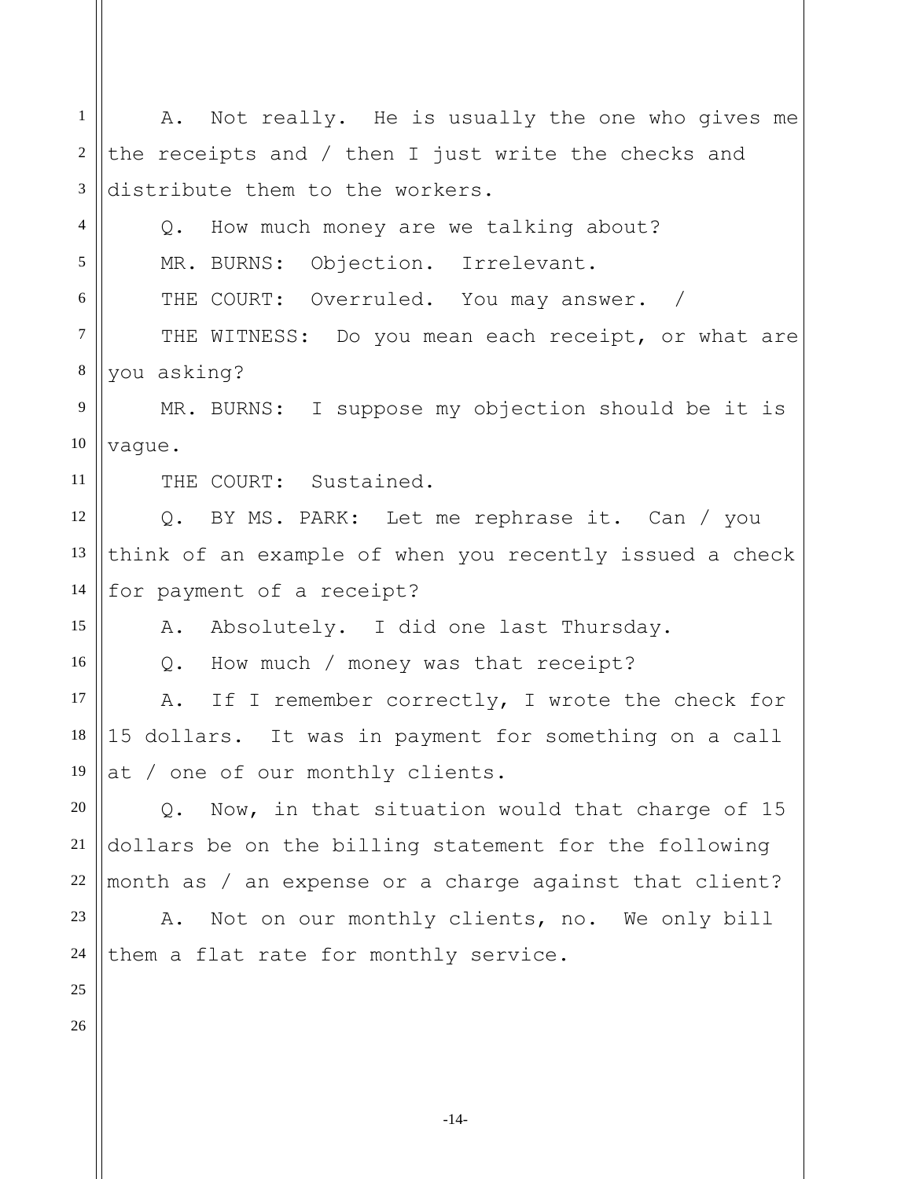A. Not really. He is usually the one who gives me the receipts and / then I just write the checks and distribute them to the workers.

Q. How much money are we talking about?

MR. BURNS: Objection. Irrelevant.

THE COURT: Overruled. You may answer. /

THE WITNESS: Do you mean each receipt, or what are you asking?

MR. BURNS: I suppose my objection should be it is vague.

THE COURT: Sustained.

Q. BY MS. PARK: Let me rephrase it. Can / you think of an example of when you recently issued a check for payment of a receipt?

A. Absolutely. I did one last Thursday.

Q. How much / money was that receipt?

A. If I remember correctly, I wrote the check for 15 dollars. It was in payment for something on a call at / one of our monthly clients.

Q. Now, in that situation would that charge of 15 dollars be on the billing statement for the following month as / an expense or a charge against that client?

A. Not on our monthly clients, no. We only bill them a flat rate for monthly service.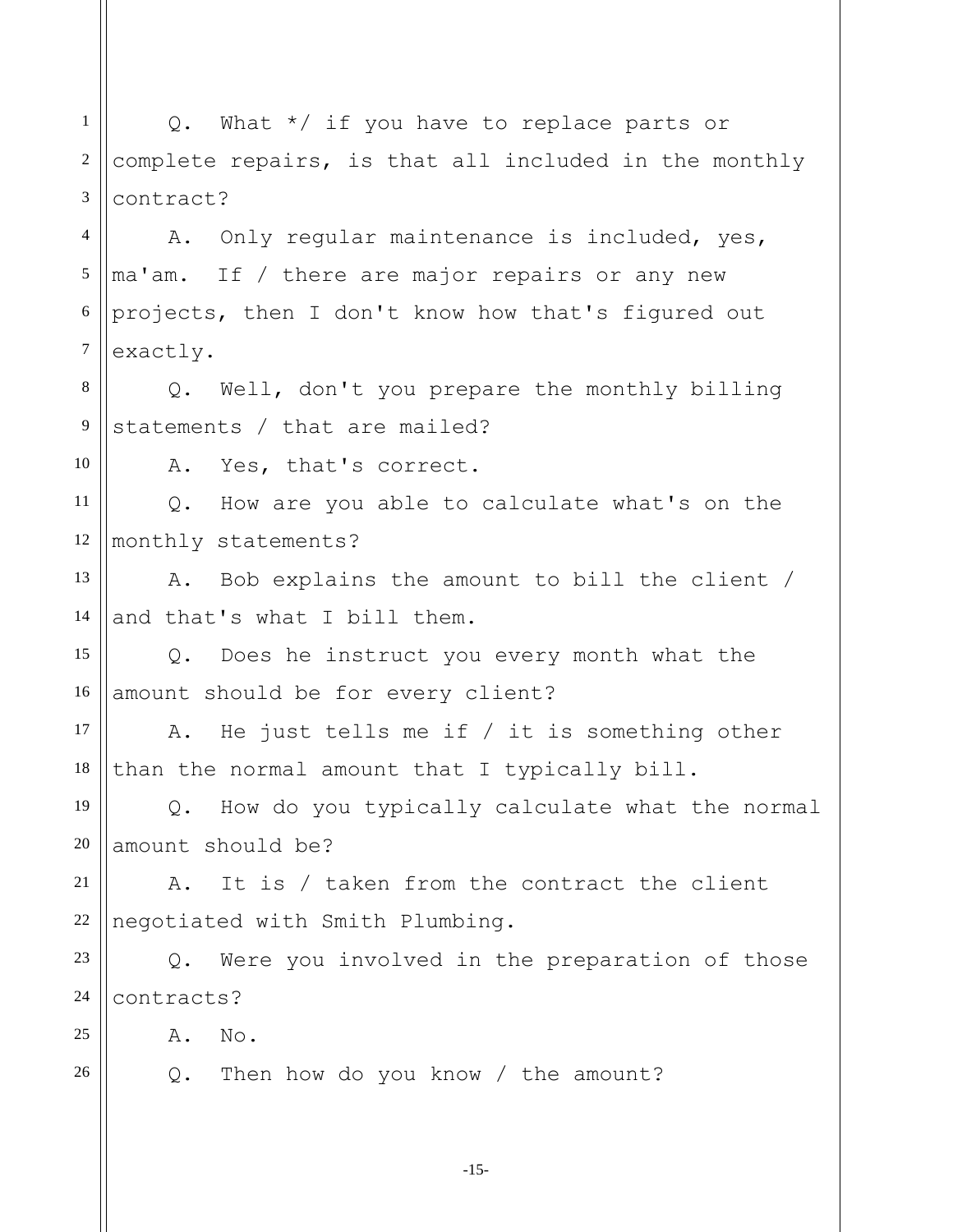Q. What */ if you have to replace parts or complete repairs, is that all included in the monthly contract?

A. Only regular maintenance is included, yes, ma'am. If / there are major repairs or any new projects, then I don't know how that's figured out exactly.

Q. Well, don't you prepare the monthly billing statements / that are mailed?

A. Yes, that's correct.

Q. How are you able to calculate what's on the monthly statements?

A. Bob explains the amount to bill the client / and that's what I bill them.

Q. Does he instruct you every month what the amount should be for every client?

A. He just tells me if / it is something other than the normal amount that I typically bill.

Q. How do you typically calculate what the normal amount should be?

A. It is / taken from the contract the client negotiated with Smith Plumbing.

Q. Were you involved in the preparation of those contracts?

A. No.

Q. Then how do you know / the amount?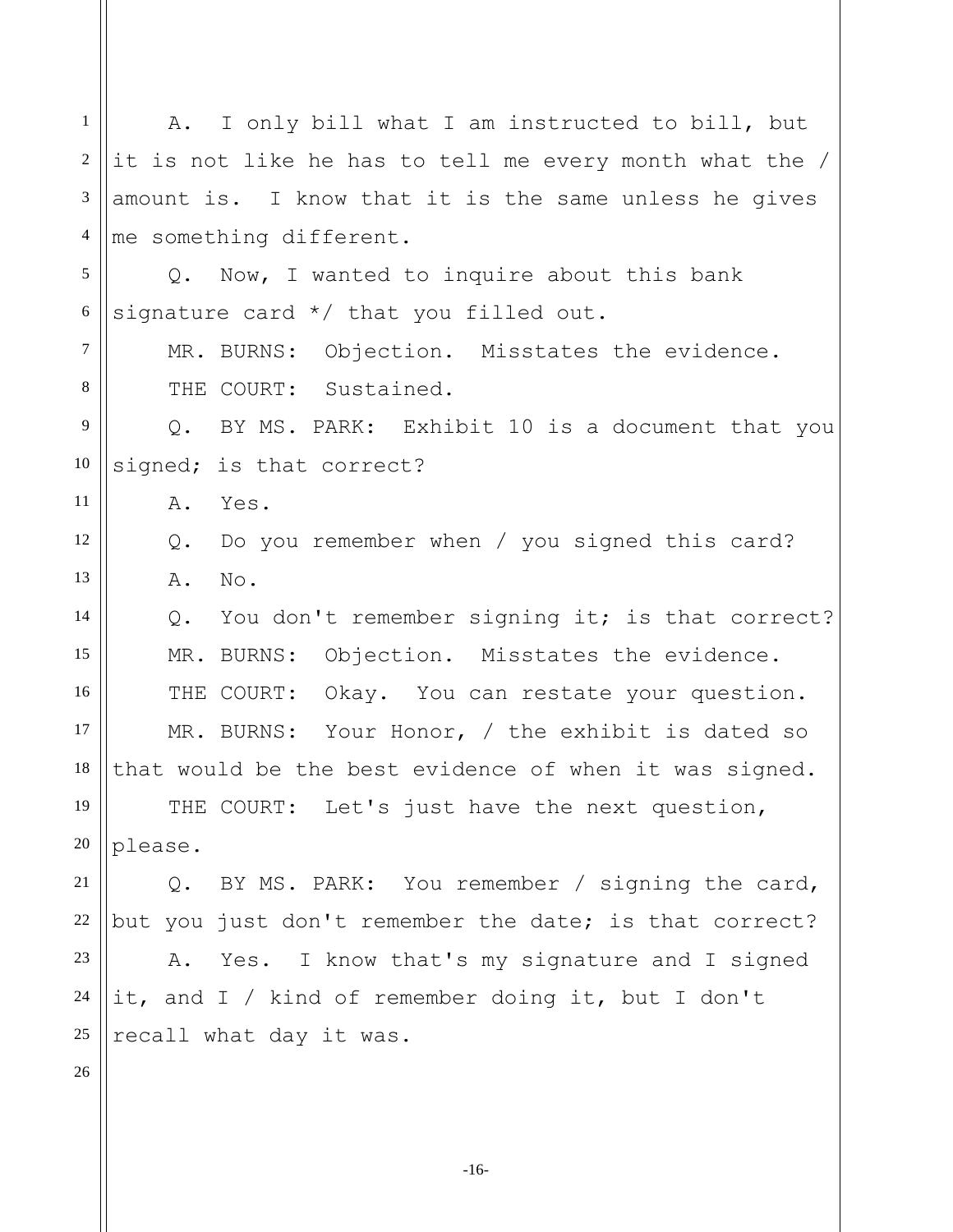A. I only bill what I am instructed to bill, but it is not like he has to tell me every month what the / amount is. I know that it is the same unless he gives me something different.

Q. Now, I wanted to inquire about this bank signature card */ that you filled out.

MR. BURNS: Objection. Misstates the evidence.

THE COURT: Sustained.

Q. BY MS. PARK: Exhibit 10 is a document that you signed; is that correct?

A. Yes.

Q. Do you remember when / you signed this card?

A. No.

Q. You don't remember signing it; is that correct?

MR. BURNS: Objection. Misstates the evidence.

THE COURT: Okay. You can restate your question.

MR. BURNS: Your Honor, / the exhibit is dated so that would be the best evidence of when it was signed.

THE COURT: Let's just have the next question, please.

Q. BY MS. PARK: You remember / signing the card, but you just don't remember the date; is that correct?

A. Yes. I know that's my signature and I signed it, and I / kind of remember doing it, but I don't recall what day it was.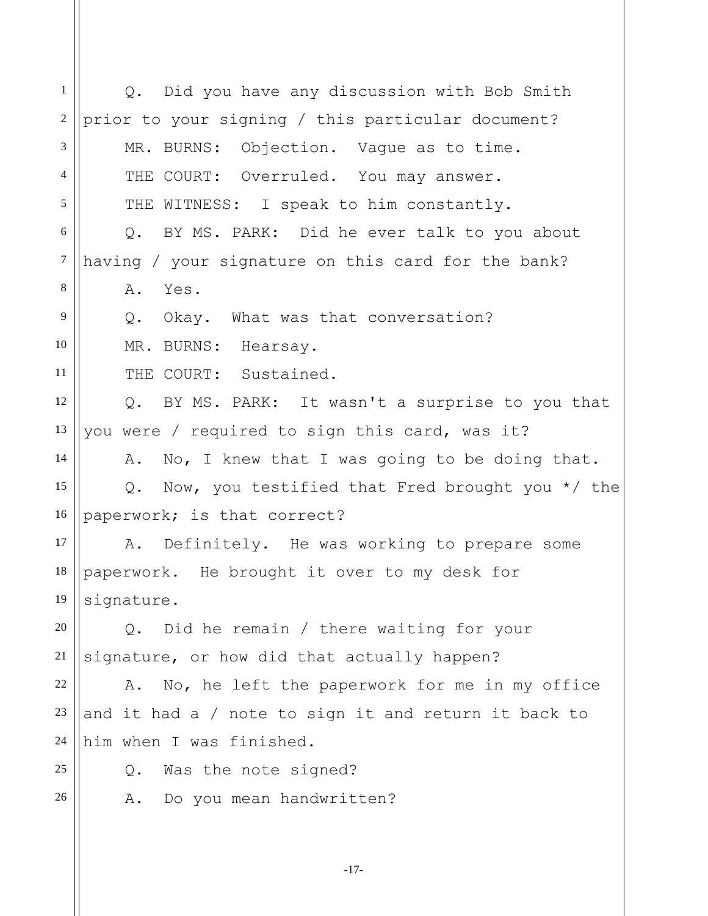Q. Did you have any discussion with Bob Smith prior to your signing / this particular document?

MR. BURNS: Objection. Vague as to time.

THE COURT: Overruled. You may answer.

THE WITNESS: I speak to him constantly.

Q. BY MS. PARK: Did he ever talk to you about having / your signature on this card for the bank?

A. Yes.

Q. Okay. What was that conversation?

MR. BURNS: Hearsay.

THE COURT: Sustained.

Q. BY MS. PARK: It wasn't a surprise to you that you were / required to sign this card, was it?

A. No, I knew that I was going to be doing that.

Q. Now, you testified that Fred brought you */ the paperwork; is that correct?

A. Definitely. He was working to prepare some paperwork. He brought it over to my desk for signature.

Q. Did he remain / there waiting for your signature, or how did that actually happen?

A. No, he left the paperwork for me in my office and it had a / note to sign it and return it back to him when I was finished.

Q. Was the note signed?

A. Do you mean handwritten?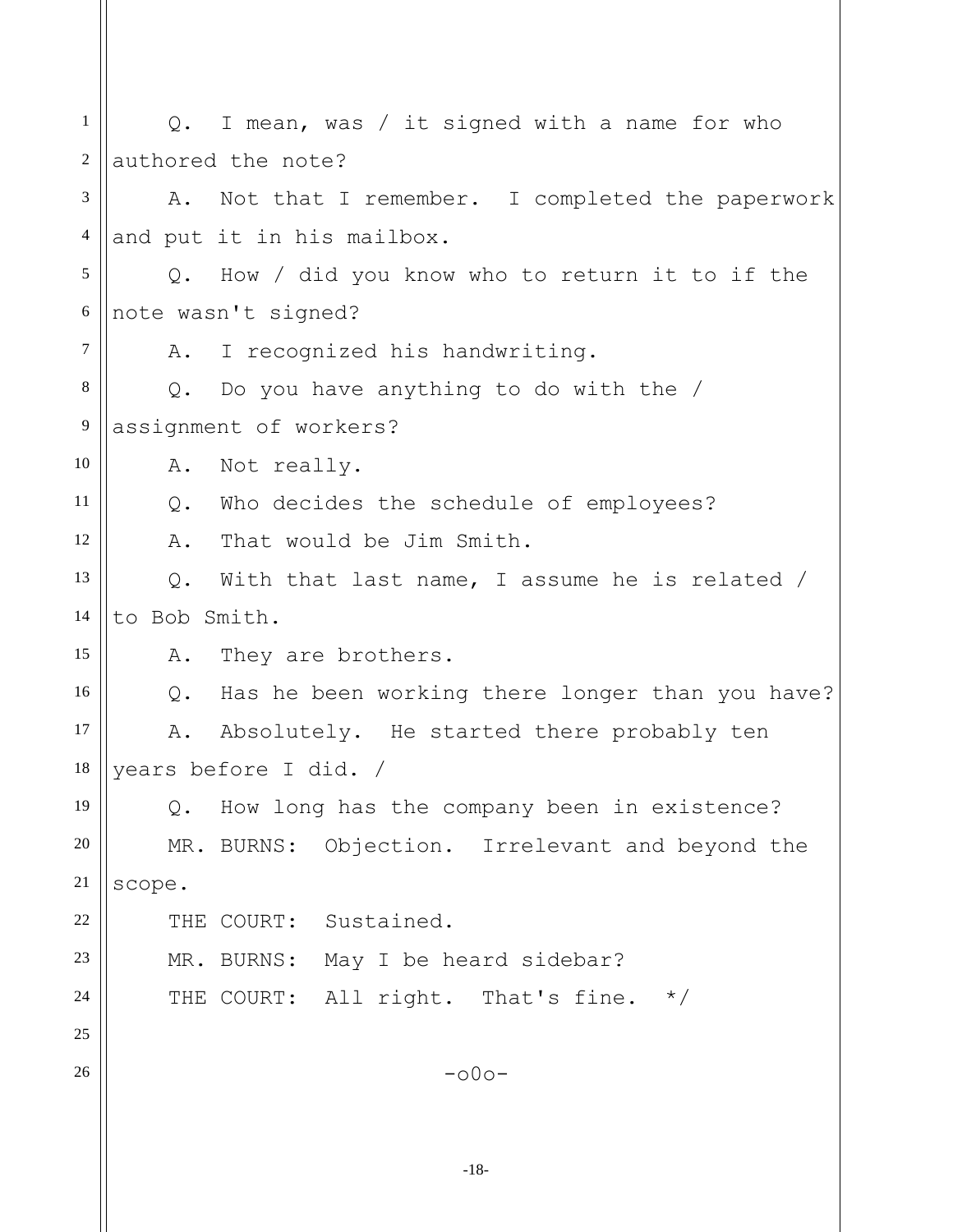Q. I mean, was / it signed with a name for who authored the note?

A. Not that I remember. I completed the paperwork and put it in his mailbox.

Q. How / did you know who to return it to if the note wasn't signed?

A. I recognized his handwriting.

Q. Do you have anything to do with the / assignment of workers?

A. Not really.

Q. Who decides the schedule of employees?

A. That would be Jim Smith.

Q. With that last name, I assume he is related / to Bob Smith.

A. They are brothers.

Q. Has he been working there longer than you have?

A. Absolutely. He started there probably ten years before I did. /

Q. How long has the company been in existence?

MR. BURNS: Objection. Irrelevant and beyond the scope.

THE COURT: Sustained.

MR. BURNS: May I be heard sidebar?

THE COURT: All right. That's fine. */

-o0o-